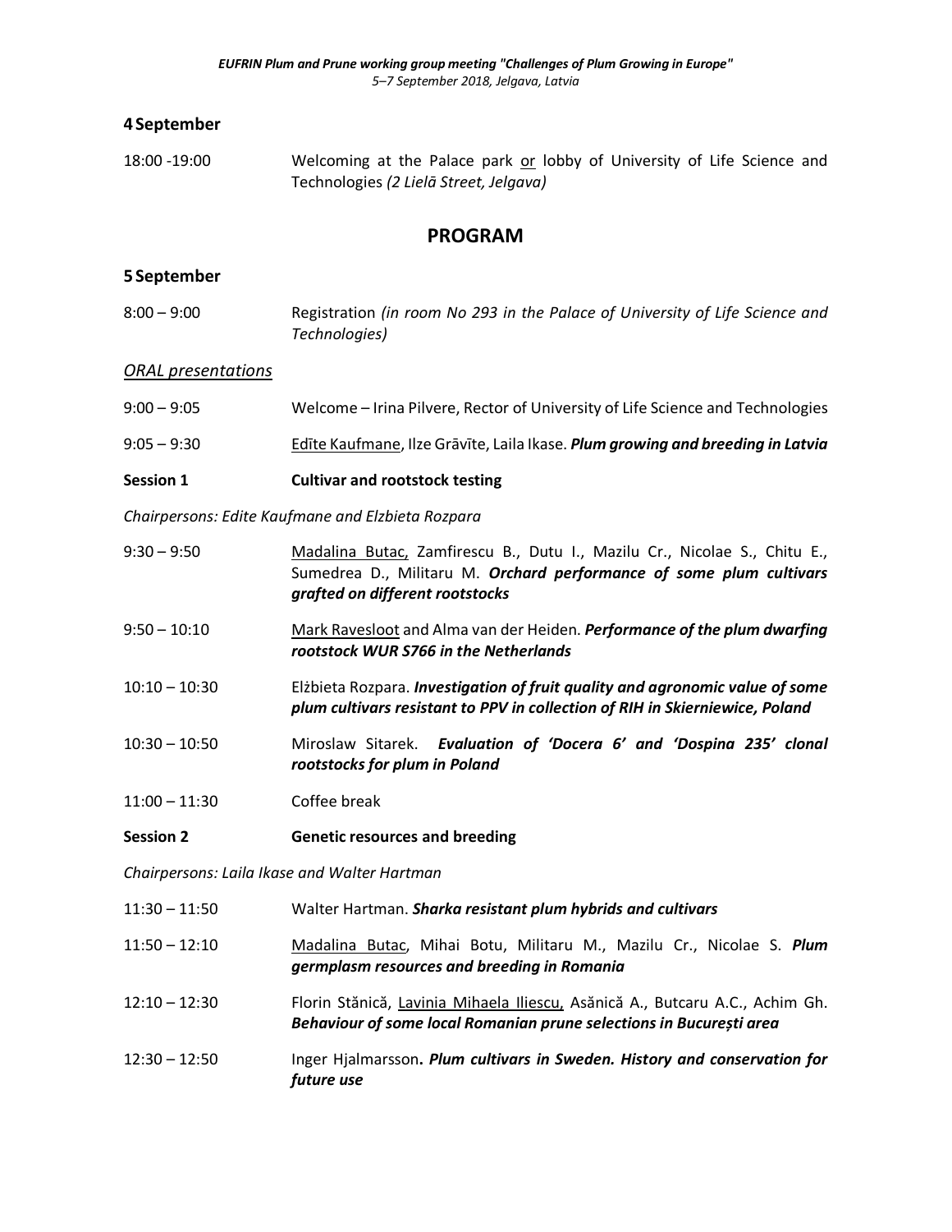### 4 September

18:00 -19:00 Welcoming at the Palace park or lobby of University of Life Science and Technologies *(2 Lielā Street, Jelgava)*

## PROGRAM

### 5 September

8:00 – 9:00 Registration *(in room No 293 in the Palace of University of Life Science and Technologies)*

*ORAL presentations*

9:00 – 9:05 Welcome – Irina Pilvere, Rector of University of Life Science and Technologies

9:05 – 9:30 Edīte Kaufmane, Ilze Grāvīte, Laila Ikase. ***Plum growing and breeding in Latvia***

**Session 1 Cultivar and rootstock testing**

*Chairpersons: Edite Kaufmane and Elzbieta Rozpara*

9:30 – 9:50 Madalina Butac, Zamfirescu B., Dutu I., Mazilu Cr., Nicolae S., Chitu E., Sumedrea D., Militaru M. ***Orchard performance of some plum cultivars grafted on different rootstocks***

9:50 – 10:10 Mark Ravesloot and Alma van der Heiden. ***Performance of the plum dwarfing rootstock WUR S766 in the Netherlands***

10:10 – 10:30 Elżbieta Rozpara. ***Investigation of fruit quality and agronomic value of some plum cultivars resistant to PPV in collection of RIH in Skierniewice, Poland***

10:30 – 10:50 Miroslaw Sitarek. ***Evaluation of 'Docera 6' and 'Dospina 235' clonal rootstocks for plum in Poland***

11:00 – 11:30 Coffee break

**Session 2 Genetic resources and breeding**

*Chairpersons: Laila Ikase and Walter Hartman*

11:30 – 11:50 Walter Hartman. ***Sharka resistant plum hybrids and cultivars***

11:50 – 12:10 Madalina Butac, Mihai Botu, Militaru M., Mazilu Cr., Nicolae S. ***Plum germplasm resources and breeding in Romania***

12:10 – 12:30 Florin Stănică, Lavinia Mihaela Iliescu, Asănică A., Butcaru A.C., Achim Gh. ***Behaviour of some local Romanian prune selections in București area***

12:30 – 12:50 Inger Hjalmarsson**.** ***Plum cultivars in Sweden. History and conservation for future use***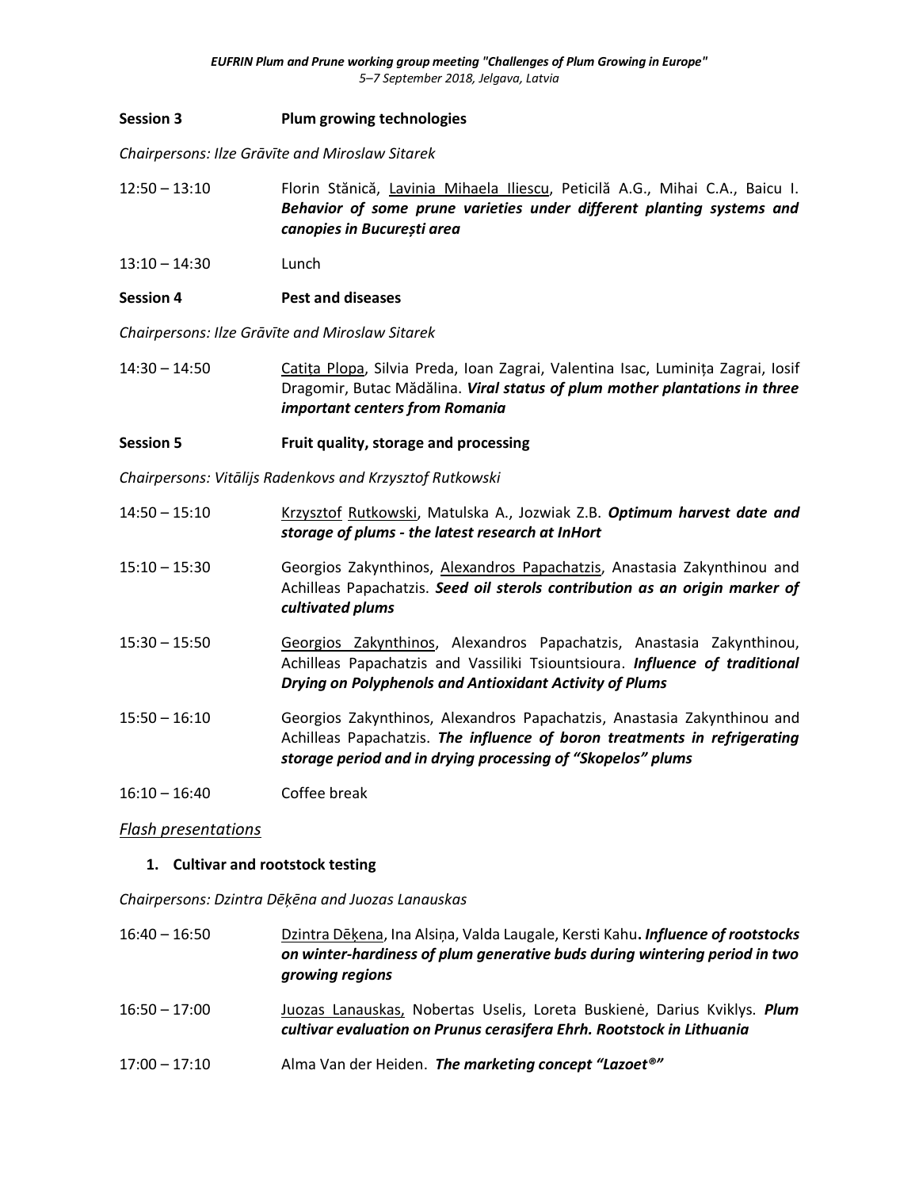**Session 3 Plum growing technologies**

*Chairpersons: Ilze Grāvīte and Miroslaw Sitarek*

12:50 – 13:10 Florin Stănică, Lavinia Mihaela Iliescu, Peticilă A.G., Mihai C.A., Baicu I. ***Behavior of some prune varieties under different planting systems and canopies in București area***

13:10 – 14:30 Lunch

**Session 4 Pest and diseases**

*Chairpersons: Ilze Grāvīte and Miroslaw Sitarek*

14:30 – 14:50 Catița Plopa, Silvia Preda, Ioan Zagrai, Valentina Isac, Luminița Zagrai, Iosif Dragomir, Butac Mădălina. ***Viral status of plum mother plantations in three important centers from Romania***

**Session 5 Fruit quality, storage and processing**

*Chairpersons: Vitālijs Radenkovs and Krzysztof Rutkowski*

14:50 – 15:10 Krzysztof Rutkowski, Matulska A., Jozwiak Z.B. ***Optimum harvest date and storage of plums - the latest research at InHort***

15:10 – 15:30 Georgios Zakynthinos, Alexandros Papachatzis, Anastasia Zakynthinou and Achilleas Papachatzis. ***Seed oil sterols contribution as an origin marker of cultivated plums***

15:30 – 15:50 Georgios Zakynthinos, Alexandros Papachatzis, Anastasia Zakynthinou, Achilleas Papachatzis and Vassiliki Tsiountsioura. ***Influence of traditional Drying on Polyphenols and Antioxidant Activity of Plums***

15:50 – 16:10 Georgios Zakynthinos, Alexandros Papachatzis, Anastasia Zakynthinou and Achilleas Papachatzis. ***The influence of boron treatments in refrigerating storage period and in drying processing of "Skopelos" plums***

16:10 – 16:40 Coffee break

*Flash presentations*

**1. Cultivar and rootstock testing**

*Chairpersons: Dzintra Dēķēna and Juozas Lanauskas*

16:40 – 16:50 Dzintra Dēķena, Ina Alsiņa, Valda Laugale, Kersti Kahu**.** ***Influence of rootstocks on winter-hardiness of plum generative buds during wintering period in two growing regions***

16:50 – 17:00 Juozas Lanauskas, Nobertas Uselis, Loreta Buskienė, Darius Kviklys. ***Plum cultivar evaluation on Prunus cerasifera Ehrh. Rootstock in Lithuania***

17:00 – 17:10 Alma Van der Heiden. ***The marketing concept "Lazoet®"***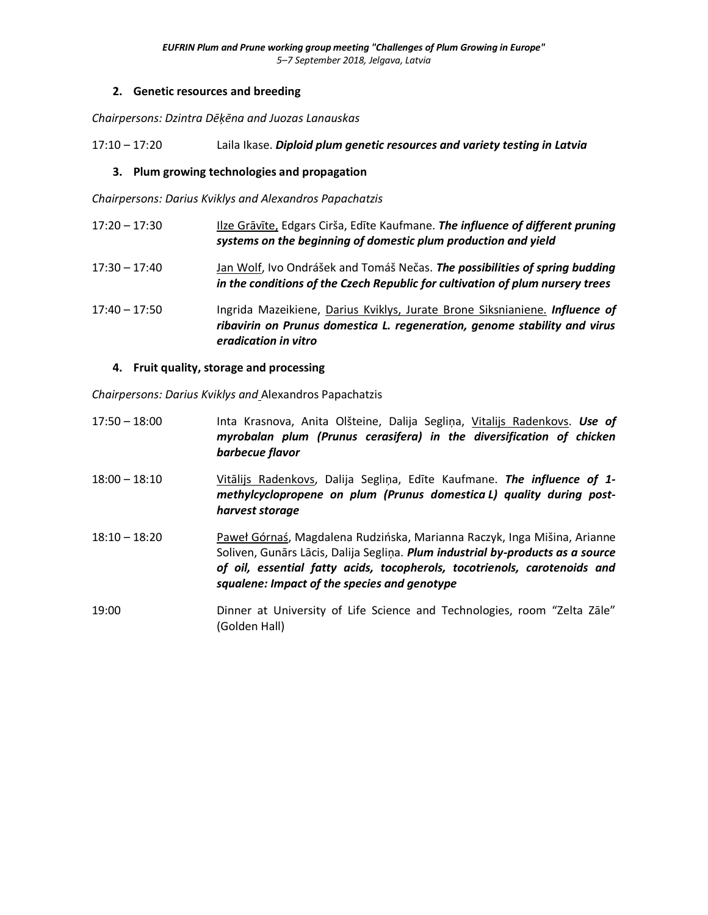**2. Genetic resources and breeding**

*Chairpersons: Dzintra Dēķēna and Juozas Lanauskas*

17:10 – 17:20 Laila Ikase. ***Diploid plum genetic resources and variety testing in Latvia***

**3. Plum growing technologies and propagation**

*Chairpersons: Darius Kviklys and Alexandros Papachatzis*

17:20 – 17:30 Ilze Grāvīte, Edgars Cirša, Edīte Kaufmane. ***The influence of different pruning systems on the beginning of domestic plum production and yield***

17:30 – 17:40 Jan Wolf, Ivo Ondrášek and Tomáš Nečas. ***The possibilities of spring budding in the conditions of the Czech Republic for cultivation of plum nursery trees***

17:40 – 17:50 Ingrida Mazeikiene, Darius Kviklys, Jurate Brone Siksnianiene. ***Influence of ribavirin on Prunus domestica L. regeneration, genome stability and virus eradication in vitro***

**4. Fruit quality, storage and processing**

*Chairpersons: Darius Kviklys and* Alexandros Papachatzis

17:50 – 18:00 Inta Krasnova, Anita Olšteine, Dalija Segliņa, Vitalijs Radenkovs. ***Use of myrobalan plum (Prunus cerasifera) in the diversification of chicken barbecue flavor***

18:00 – 18:10 Vitālijs Radenkovs, Dalija Segliņa, Edīte Kaufmane. ***The influence of 1-methylcyclopropene on plum (Prunus domestica L) quality during post-harvest storage***

18:10 – 18:20 Paweł Górnaś, Magdalena Rudzińska, Marianna Raczyk, Inga Mišina, Arianne Soliven, Gunārs Lācis, Dalija Segliņa. ***Plum industrial by-products as a source of oil, essential fatty acids, tocopherols, tocotrienols, carotenoids and squalene: Impact of the species and genotype***

19:00 Dinner at University of Life Science and Technologies, room "Zelta Zāle" (Golden Hall)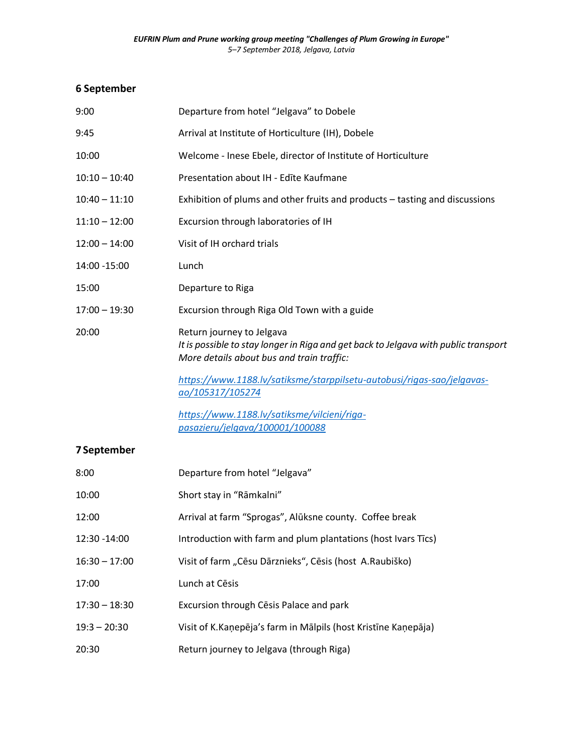## 6 September

| | |
|---|---|
| 9:00 | Departure from hotel "Jelgava" to Dobele |
| 9:45 | Arrival at Institute of Horticulture (IH), Dobele |
| 10:00 | Welcome - Inese Ebele, director of Institute of Horticulture |
| 10:10 – 10:40 | Presentation about IH - Edīte Kaufmane |
| 10:40 – 11:10 | Exhibition of plums and other fruits and products – tasting and discussions |
| 11:10 – 12:00 | Excursion through laboratories of IH |
| 12:00 – 14:00 | Visit of IH orchard trials |
| 14:00 -15:00 | Lunch |
| 15:00 | Departure to Riga |
| 17:00 – 19:30 | Excursion through Riga Old Town with a guide |
| 20:00 | Return journey to Jelgava<br>*It is possible to stay longer in Riga and get back to Jelgava with public transport*<br>*More details about bus and train traffic:*<br>*https://www.1188.lv/satiksme/starppilsetu-autobusi/rigas-sao/jelgavas-ao/105317/105274*<br>*https://www.1188.lv/satiksme/vilcieni/riga-pasazieru/jelgava/100001/100088* |

## 7 September

| | |
|---|---|
| 8:00 | Departure from hotel "Jelgava" |
| 10:00 | Short stay in "Rāmkalni" |
| 12:00 | Arrival at farm "Sprogas", Alūksne county. Coffee break |
| 12:30 -14:00 | Introduction with farm and plum plantations (host Ivars Tīcs) |
| 16:30 – 17:00 | Visit of farm „Cēsu Dārznieks", Cēsis (host A.Raubiško) |
| 17:00 | Lunch at Cēsis |
| 17:30 – 18:30 | Excursion through Cēsis Palace and park |
| 19:3 – 20:30 | Visit of K.Kaņepēja's farm in Mālpils (host Kristīne Kaņepāja) |
| 20:30 | Return journey to Jelgava (through Riga) |